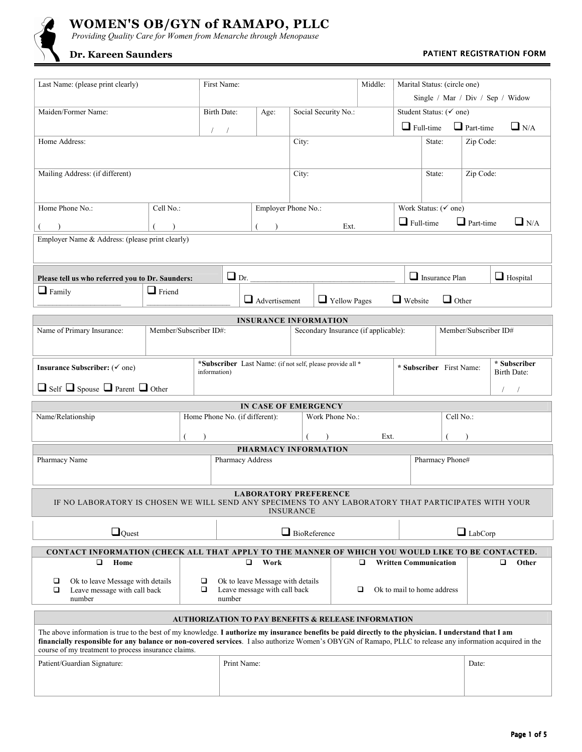# WOMEN'S OB/GYN of RAMAPO, PLLC

*Providing Quality Care for Women from Menarche through Menopause*

**Dr. Kareen Saunders**

**PATIENT REGISTRATION FORM**

| Last Name: (please print clearly) | First Name: | Middle: | Marital Status: (circle one) Single / Mar / Div / Sep / Widow |
|---|---|---|---|
| Maiden/Former Name: | Birth Date: / / | Age: | Social Security No.: | Student Status: (✓ one) ☐ Full-time ☐ Part-time ☐ N/A |

| Home Address: | City: | State: | Zip Code: |
|---|---|---|---|
| Mailing Address: (if different) | City: | State: | Zip Code: |

| Home Phone No.: ( ) | Cell No.: ( ) | Employer Phone No.: ( ) Ext. | Work Status: (✓ one) ☐ Full-time ☐ Part-time ☐ N/A |
|---|---|---|---|

Employer Name & Address: (please print clearly)

**Please tell us who referred you to Dr. Saunders:** ☐ Dr. ______________________ ☐ Insurance Plan ☐ Hospital

☐ Family ____________ ☐ Friend ____________ ☐ Advertisement ☐ Yellow Pages ☐ Website ☐ Other

## INSURANCE INFORMATION

| Name of Primary Insurance: | Member/Subscriber ID#: | Secondary Insurance (if applicable): | Member/Subscriber ID# |
|---|---|---|---|
| | | | |

| **Insurance Subscriber:** (✓ one) ☐ Self ☐ Spouse ☐ Parent ☐ Other | ***Subscriber** Last Name: (if not self, please provide all * information) | *** Subscriber** First Name: | *** Subscriber** Birth Date: / / |
|---|---|---|---|

## IN CASE OF EMERGENCY

| Name/Relationship | Home Phone No. (if different): ( ) | Work Phone No.: ( ) Ext. | Cell No.: ( ) |
|---|---|---|---|

## PHARMACY INFORMATION

| Pharmacy Name | Pharmacy Address | Pharmacy Phone# |
|---|---|---|
| | | |

## LABORATORY PREFERENCE

IF NO LABORATORY IS CHOSEN WE WILL SEND ANY SPECIMENS TO ANY LABORATORY THAT PARTICIPATES WITH YOUR INSURANCE

☐ Quest ☐ BioReference ☐ LabCorp

## CONTACT INFORMATION (CHECK ALL THAT APPLY TO THE MANNER OF WHICH YOU WOULD LIKE TO BE CONTACTED.

| ☐ **Home** | ☐ **Work** | ☐ **Written Communication** | ☐ **Other** |
|---|---|---|---|
| ☐ Ok to leave Message with details<br>☐ Leave message with call back number | ☐ Ok to leave Message with details<br>☐ Leave message with call back number | ☐ Ok to mail to home address | |

## AUTHORIZATION TO PAY BENEFITS & RELEASE INFORMATION

The above information is true to the best of my knowledge. **I authorize my insurance benefits be paid directly to the physician. I understand that I am financially responsible for any balance or non-covered services**. I also authorize Women's OBYGN of Ramapo, PLLC to release any information acquired in the course of my treatment to process insurance claims.

| Patient/Guardian Signature: | Print Name: | Date: |
|---|---|---|
| | | |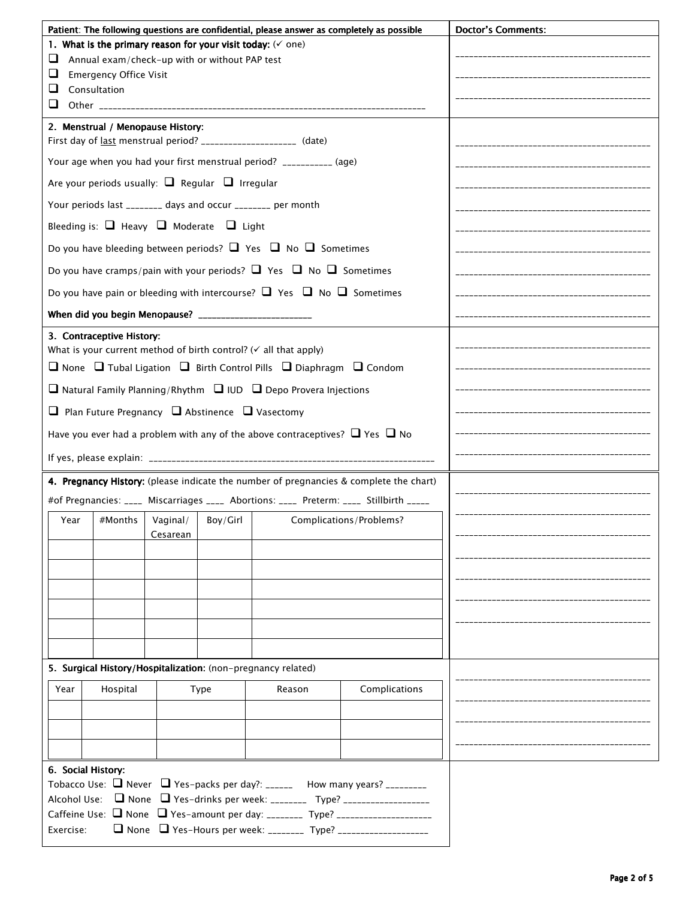**Patient: The following questions are confidential, please answer as completely as possible**

**Doctor's Comments:**

**1. What is the primary reason for your visit today:** (✓ one)

- ❑ Annual exam/check-up with or without PAP test
- ❑ Emergency Office Visit
- ❑ Consultation
- ❑ Other ______________________________________________________________________

**2. Menstrual / Menopause History:**

First day of last menstrual period? ____________________ (date)

Your age when you had your first menstrual period? ___________ (age)

Are your periods usually: ❑ Regular ❑ Irregular

Your periods last ________ days and occur ________ per month

Bleeding is: ❑ Heavy ❑ Moderate ❑ Light

Do you have bleeding between periods? ❑ Yes ❑ No ❑ Sometimes

Do you have cramps/pain with your periods? ❑ Yes ❑ No ❑ Sometimes

Do you have pain or bleeding with intercourse? ❑ Yes ❑ No ❑ Sometimes

**When did you begin Menopause?** ________________________

**3. Contraceptive History:**

What is your current method of birth control? (✓ all that apply)

❑ None ❑ Tubal Ligation ❑ Birth Control Pills ❑ Diaphragm ❑ Condom

❑ Natural Family Planning/Rhythm ❑ IUD ❑ Depo Provera Injections

❑ Plan Future Pregnancy ❑ Abstinence ❑ Vasectomy

Have you ever had a problem with any of the above contraceptives? ❑ Yes ❑ No

If yes, please explain: ____________________________________________________________

**4. Pregnancy History:** (please indicate the number of pregnancies & complete the chart)

#of Pregnancies: ____ Miscarriages ____ Abortions: ____ Preterm: ____ Stillbirth _____

| Year | #Months | Vaginal/ Cesarean | Boy/Girl | Complications/Problems? |
|---|---|---|---|---|
| | | | | |
| | | | | |
| | | | | |
| | | | | |
| | | | | |
| | | | | |

**5. Surgical History/Hospitalization:** (non-pregnancy related)

| Year | Hospital | Type | Reason | Complications |
|---|---|---|---|---|
| | | | | |
| | | | | |
| | | | | |

**6. Social History:**

Tobacco Use: ❑ Never ❑ Yes-packs per day?: ______ How many years? _________

Alcohol Use: ❑ None ❑ Yes-drinks per week: ________ Type? __________________

Caffeine Use: ❑ None ❑ Yes-amount per day: ________ Type? ____________________

Exercise: ❑ None ❑ Yes-Hours per week: ________ Type? ___________________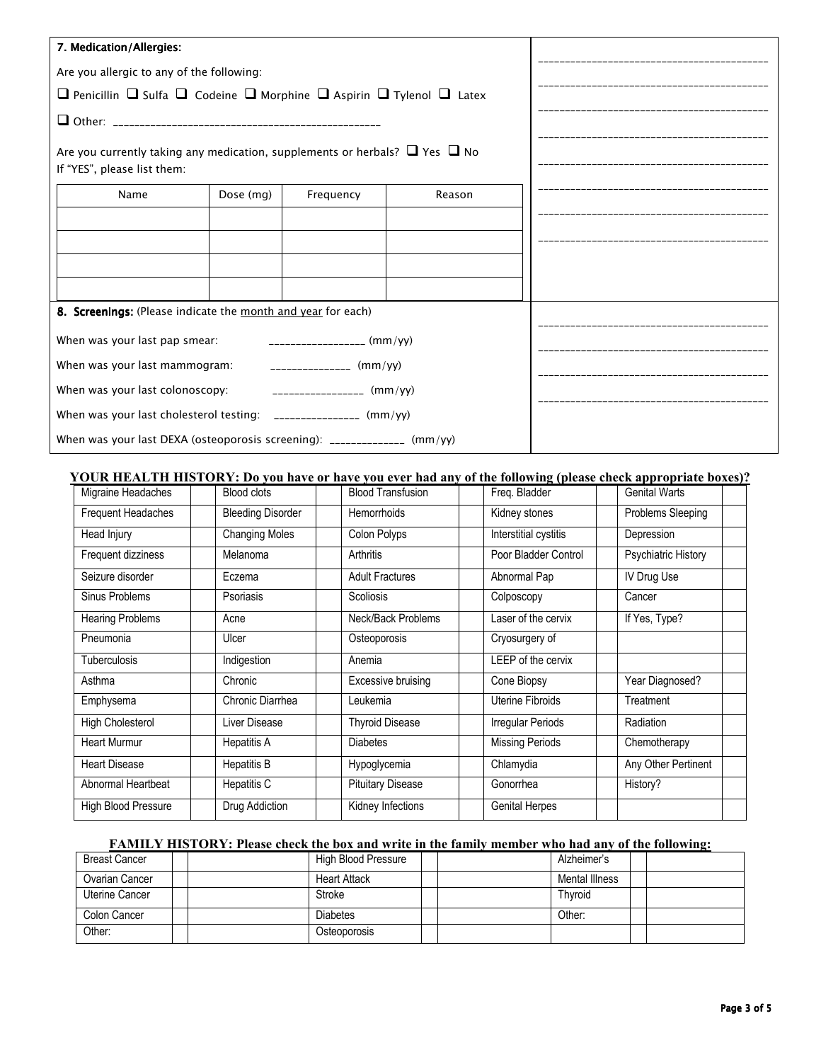**7. Medication/Allergies:**

Are you allergic to any of the following:

❑ Penicillin ❑ Sulfa ❑ Codeine ❑ Morphine ❑ Aspirin ❑ Tylenol ❑ Latex

❑ Other: _______________________________________________

Are you currently taking any medication, supplements or herbals? ❑ Yes ❑ No
If "YES", please list them:

| Name | Dose (mg) | Frequency | Reason |
|---|---|---|---|
| | | | |
| | | | |
| | | | |
| | | | |

__________________________________________

__________________________________________

__________________________________________

__________________________________________

__________________________________________

__________________________________________

__________________________________________

__________________________________________

**8. Screenings:** (Please indicate the month and year for each)

When was your last pap smear: _________________ (mm/yy)

When was your last mammogram: ______________ (mm/yy)

When was your last colonoscopy: ________________ (mm/yy)

When was your last cholesterol testing: _______________ (mm/yy)

When was your last DEXA (osteoporosis screening): _____________ (mm/yy)

__________________________________________

__________________________________________

__________________________________________

__________________________________________

**YOUR HEALTH HISTORY: Do you have or have you ever had any of the following (please check appropriate boxes)?**

| | | | | | | | | | |
|---|---|---|---|---|---|---|---|---|---|
| Migraine Headaches | | Blood clots | | Blood Transfusion | | Freq. Bladder | | Genital Warts | |
| Frequent Headaches | | Bleeding Disorder | | Hemorrhoids | | Kidney stones | | Problems Sleeping | |
| Head Injury | | Changing Moles | | Colon Polyps | | Interstitial cystitis | | Depression | |
| Frequent dizziness | | Melanoma | | Arthritis | | Poor Bladder Control | | Psychiatric History | |
| Seizure disorder | | Eczema | | Adult Fractures | | Abnormal Pap | | IV Drug Use | |
| Sinus Problems | | Psoriasis | | Scoliosis | | Colposcopy | | Cancer | |
| Hearing Problems | | Acne | | Neck/Back Problems | | Laser of the cervix | | If Yes, Type? | |
| Pneumonia | | Ulcer | | Osteoporosis | | Cryosurgery of | | | |
| Tuberculosis | | Indigestion | | Anemia | | LEEP of the cervix | | | |
| Asthma | | Chronic | | Excessive bruising | | Cone Biopsy | | Year Diagnosed? | |
| Emphysema | | Chronic Diarrhea | | Leukemia | | Uterine Fibroids | | Treatment | |
| High Cholesterol | | Liver Disease | | Thyroid Disease | | Irregular Periods | | Radiation | |
| Heart Murmur | | Hepatitis A | | Diabetes | | Missing Periods | | Chemotherapy | |
| Heart Disease | | Hepatitis B | | Hypoglycemia | | Chlamydia | | Any Other Pertinent | |
| Abnormal Heartbeat | | Hepatitis C | | Pituitary Disease | | Gonorrhea | | History? | |
| High Blood Pressure | | Drug Addiction | | Kidney Infections | | Genital Herpes | | | |

**FAMILY HISTORY: Please check the box and write in the family member who had any of the following:**

| | | | | | | | | |
|---|---|---|---|---|---|---|---|---|
| Breast Cancer | | | High Blood Pressure | | | Alzheimer's | | |
| Ovarian Cancer | | | Heart Attack | | | Mental Illness | | |
| Uterine Cancer | | | Stroke | | | Thyroid | | |
| Colon Cancer | | | Diabetes | | | Other: | | |
| Other: | | | Osteoporosis | | | | | |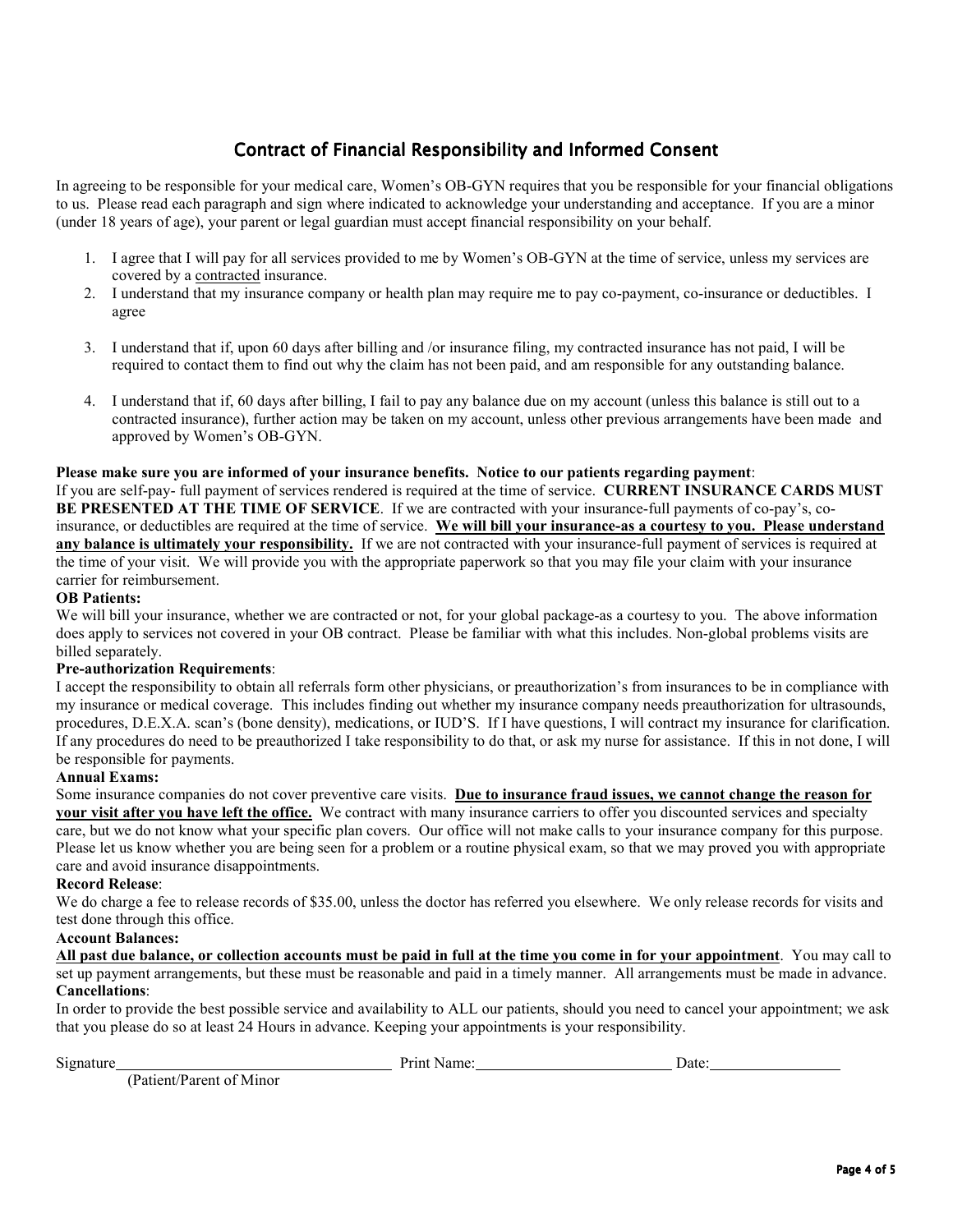## Contract of Financial Responsibility and Informed Consent

In agreeing to be responsible for your medical care, Women's OB-GYN requires that you be responsible for your financial obligations to us. Please read each paragraph and sign where indicated to acknowledge your understanding and acceptance. If you are a minor (under 18 years of age), your parent or legal guardian must accept financial responsibility on your behalf.

1. I agree that I will pay for all services provided to me by Women's OB-GYN at the time of service, unless my services are covered by a <u>contracted</u> insurance.
2. I understand that my insurance company or health plan may require me to pay co-payment, co-insurance or deductibles. I agree
3. I understand that if, upon 60 days after billing and /or insurance filing, my contracted insurance has not paid, I will be required to contact them to find out why the claim has not been paid, and am responsible for any outstanding balance.
4. I understand that if, 60 days after billing, I fail to pay any balance due on my account (unless this balance is still out to a contracted insurance), further action may be taken on my account, unless other previous arrangements have been made and approved by Women's OB-GYN.

**Please make sure you are informed of your insurance benefits. Notice to our patients regarding payment**:
If you are self-pay- full payment of services rendered is required at the time of service. **CURRENT INSURANCE CARDS MUST BE PRESENTED AT THE TIME OF SERVICE**. If we are contracted with your insurance-full payments of co-pay's, co-insurance, or deductibles are required at the time of service. **<u>We will bill your insurance-as a courtesy to you. Please understand any balance is ultimately your responsibility.</u>** If we are not contracted with your insurance-full payment of services is required at the time of your visit. We will provide you with the appropriate paperwork so that you may file your claim with your insurance carrier for reimbursement.

**OB Patients:**
We will bill your insurance, whether we are contracted or not, for your global package-as a courtesy to you. The above information does apply to services not covered in your OB contract. Please be familiar with what this includes. Non-global problems visits are billed separately.

**Pre-authorization Requirements**:
I accept the responsibility to obtain all referrals form other physicians, or preauthorization's from insurances to be in compliance with my insurance or medical coverage. This includes finding out whether my insurance company needs preauthorization for ultrasounds, procedures, D.E.X.A. scan's (bone density), medications, or IUD'S. If I have questions, I will contract my insurance for clarification. If any procedures do need to be preauthorized I take responsibility to do that, or ask my nurse for assistance. If this in not done, I will be responsible for payments.

**Annual Exams:**
Some insurance companies do not cover preventive care visits. **<u>Due to insurance fraud issues, we cannot change the reason for your visit after you have left the office.</u>** We contract with many insurance carriers to offer you discounted services and specialty care, but we do not know what your specific plan covers. Our office will not make calls to your insurance company for this purpose. Please let us know whether you are being seen for a problem or a routine physical exam, so that we may proved you with appropriate care and avoid insurance disappointments.

**Record Release**:
We do charge a fee to release records of $35.00, unless the doctor has referred you elsewhere. We only release records for visits and test done through this office.

**Account Balances:**
**<u>All past due balance, or collection accounts must be paid in full at the time you come in for your appointment</u>**. You may call to set up payment arrangements, but these must be reasonable and paid in a timely manner. All arrangements must be made in advance.

**Cancellations**:
In order to provide the best possible service and availability to ALL our patients, should you need to cancel your appointment; we ask that you please do so at least 24 Hours in advance. Keeping your appointments is your responsibility.

Signature\_\_\_\_\_\_\_\_\_\_\_\_\_\_\_\_\_\_\_\_\_\_\_\_ Print Name:\_\_\_\_\_\_\_\_\_\_\_\_\_\_\_\_\_\_\_\_ Date:\_\_\_\_\_\_\_\_\_\_\_\_\_\_
(Patient/Parent of Minor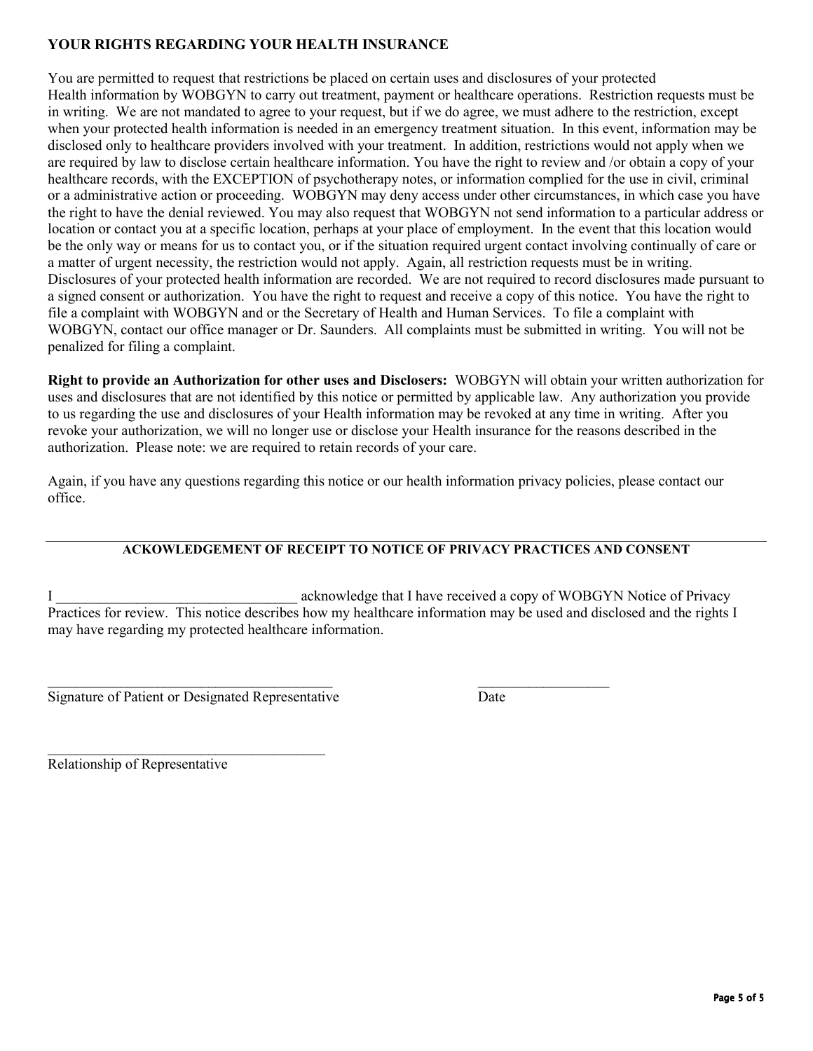**YOUR RIGHTS REGARDING YOUR HEALTH INSURANCE**

You are permitted to request that restrictions be placed on certain uses and disclosures of your protected Health information by WOBGYN to carry out treatment, payment or healthcare operations. Restriction requests must be in writing. We are not mandated to agree to your request, but if we do agree, we must adhere to the restriction, except when your protected health information is needed in an emergency treatment situation. In this event, information may be disclosed only to healthcare providers involved with your treatment. In addition, restrictions would not apply when we are required by law to disclose certain healthcare information. You have the right to review and /or obtain a copy of your healthcare records, with the EXCEPTION of psychotherapy notes, or information complied for the use in civil, criminal or a administrative action or proceeding. WOBGYN may deny access under other circumstances, in which case you have the right to have the denial reviewed. You may also request that WOBGYN not send information to a particular address or location or contact you at a specific location, perhaps at your place of employment. In the event that this location would be the only way or means for us to contact you, or if the situation required urgent contact involving continually of care or a matter of urgent necessity, the restriction would not apply. Again, all restriction requests must be in writing. Disclosures of your protected health information are recorded. We are not required to record disclosures made pursuant to a signed consent or authorization. You have the right to request and receive a copy of this notice. You have the right to file a complaint with WOBGYN and or the Secretary of Health and Human Services. To file a complaint with WOBGYN, contact our office manager or Dr. Saunders. All complaints must be submitted in writing. You will not be penalized for filing a complaint.

**Right to provide an Authorization for other uses and Disclosers:** WOBGYN will obtain your written authorization for uses and disclosures that are not identified by this notice or permitted by applicable law. Any authorization you provide to us regarding the use and disclosures of your Health information may be revoked at any time in writing. After you revoke your authorization, we will no longer use or disclose your Health insurance for the reasons described in the authorization. Please note: we are required to retain records of your care.

Again, if you have any questions regarding this notice or our health information privacy policies, please contact our office.

---

**ACKOWLEDGEMENT OF RECEIPT TO NOTICE OF PRIVACY PRACTICES AND CONSENT**

I __________________________________ acknowledge that I have received a copy of WOBGYN Notice of Privacy Practices for review. This notice describes how my healthcare information may be used and disclosed and the rights I may have regarding my protected healthcare information.

_________________________________________ __________________

Signature of Patient or Designated Representative Date

_________________________________________

Relationship of Representative